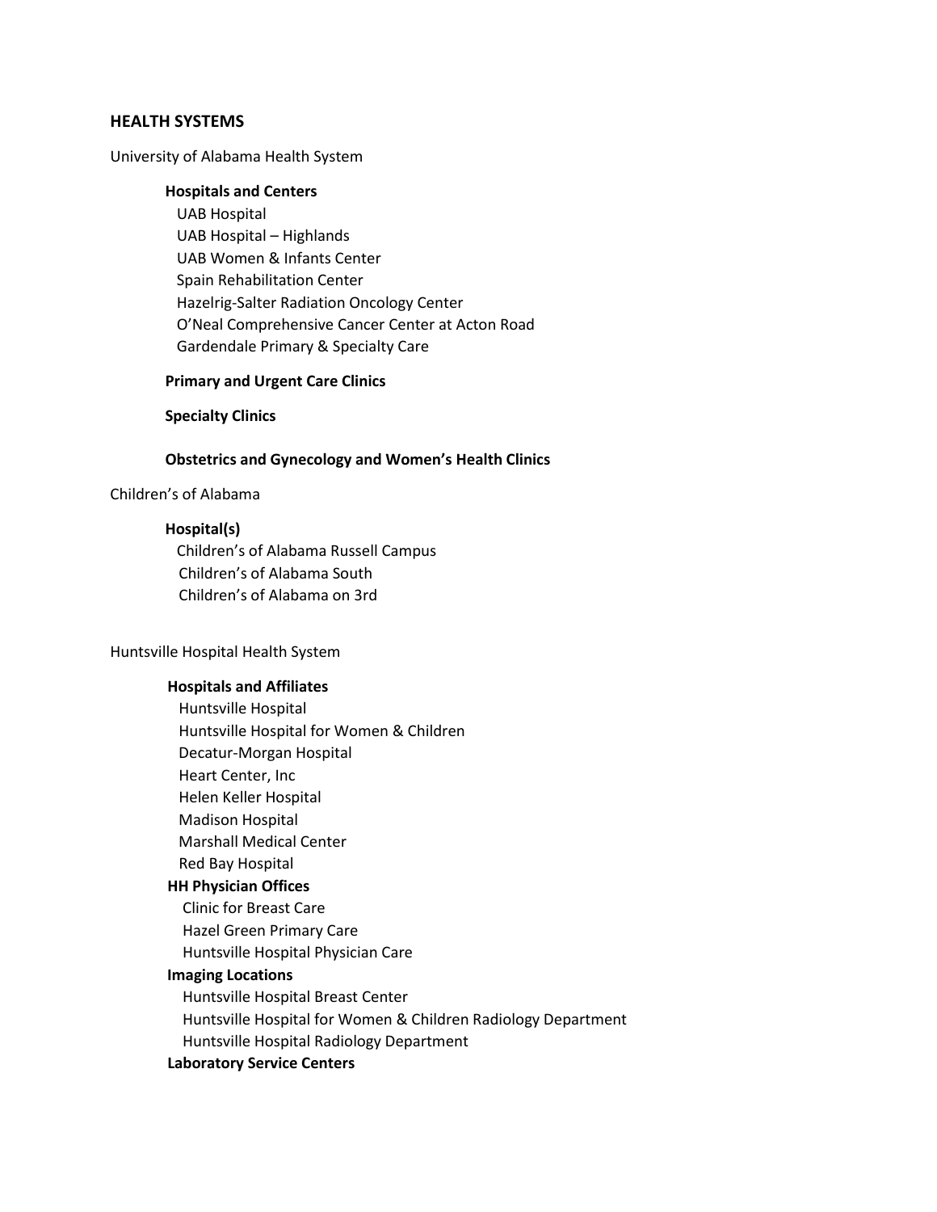## HEALTH SYSTEMS

University of Alabama Health System

**Hospitals and Centers**

- UAB Hospital
- UAB Hospital – Highlands
- UAB Women & Infants Center
- Spain Rehabilitation Center
- Hazelrig-Salter Radiation Oncology Center
- O'Neal Comprehensive Cancer Center at Acton Road
- Gardendale Primary & Specialty Care

**Primary and Urgent Care Clinics**

**Specialty Clinics**

**Obstetrics and Gynecology and Women's Health Clinics**

Children's of Alabama

**Hospital(s)**

- Children's of Alabama Russell Campus
- Children's of Alabama South
- Children's of Alabama on 3rd

Huntsville Hospital Health System

**Hospitals and Affiliates**

- Huntsville Hospital
- Huntsville Hospital for Women & Children
- Decatur-Morgan Hospital
- Heart Center, Inc
- Helen Keller Hospital
- Madison Hospital
- Marshall Medical Center
- Red Bay Hospital

**HH Physician Offices**

- Clinic for Breast Care
- Hazel Green Primary Care
- Huntsville Hospital Physician Care

**Imaging Locations**

- Huntsville Hospital Breast Center
- Huntsville Hospital for Women & Children Radiology Department
- Huntsville Hospital Radiology Department

**Laboratory Service Centers**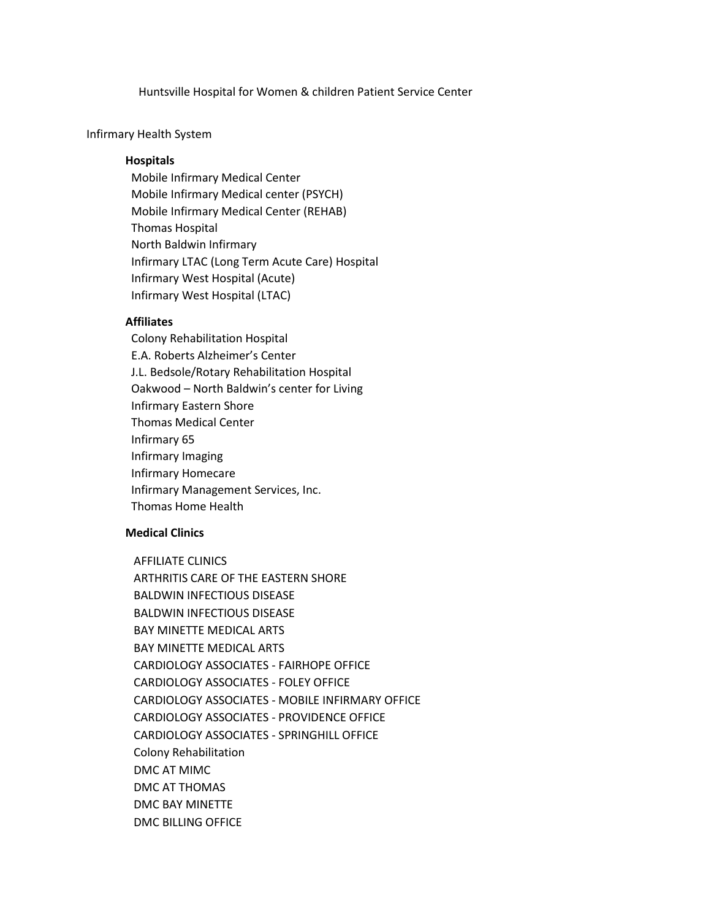Huntsville Hospital for Women & children Patient Service Center

Infirmary Health System

**Hospitals**

Mobile Infirmary Medical Center
Mobile Infirmary Medical center (PSYCH)
Mobile Infirmary Medical Center (REHAB)
Thomas Hospital
North Baldwin Infirmary
Infirmary LTAC (Long Term Acute Care) Hospital
Infirmary West Hospital (Acute)
Infirmary West Hospital (LTAC)

**Affiliates**

Colony Rehabilitation Hospital
E.A. Roberts Alzheimer's Center
J.L. Bedsole/Rotary Rehabilitation Hospital
Oakwood – North Baldwin's center for Living
Infirmary Eastern Shore
Thomas Medical Center
Infirmary 65
Infirmary Imaging
Infirmary Homecare
Infirmary Management Services, Inc.
Thomas Home Health

**Medical Clinics**

AFFILIATE CLINICS
ARTHRITIS CARE OF THE EASTERN SHORE
BALDWIN INFECTIOUS DISEASE
BALDWIN INFECTIOUS DISEASE
BAY MINETTE MEDICAL ARTS
BAY MINETTE MEDICAL ARTS
CARDIOLOGY ASSOCIATES - FAIRHOPE OFFICE
CARDIOLOGY ASSOCIATES - FOLEY OFFICE
CARDIOLOGY ASSOCIATES - MOBILE INFIRMARY OFFICE
CARDIOLOGY ASSOCIATES - PROVIDENCE OFFICE
CARDIOLOGY ASSOCIATES - SPRINGHILL OFFICE
Colony Rehabilitation
DMC AT MIMC
DMC AT THOMAS
DMC BAY MINETTE
DMC BILLING OFFICE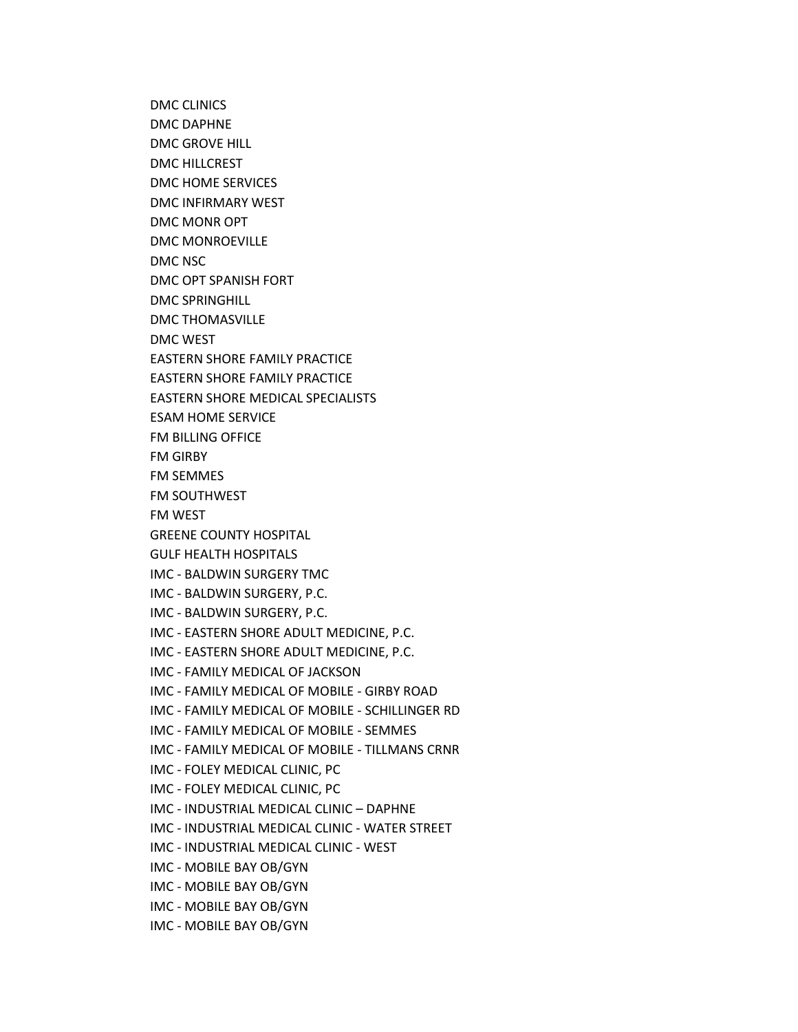DMC CLINICS
DMC DAPHNE
DMC GROVE HILL
DMC HILLCREST
DMC HOME SERVICES
DMC INFIRMARY WEST
DMC MONR OPT
DMC MONROEVILLE
DMC NSC
DMC OPT SPANISH FORT
DMC SPRINGHILL
DMC THOMASVILLE
DMC WEST
EASTERN SHORE FAMILY PRACTICE
EASTERN SHORE FAMILY PRACTICE
EASTERN SHORE MEDICAL SPECIALISTS
ESAM HOME SERVICE
FM BILLING OFFICE
FM GIRBY
FM SEMMES
FM SOUTHWEST
FM WEST
GREENE COUNTY HOSPITAL
GULF HEALTH HOSPITALS
IMC - BALDWIN SURGERY TMC
IMC - BALDWIN SURGERY, P.C.
IMC - BALDWIN SURGERY, P.C.
IMC - EASTERN SHORE ADULT MEDICINE, P.C.
IMC - EASTERN SHORE ADULT MEDICINE, P.C.
IMC - FAMILY MEDICAL OF JACKSON
IMC - FAMILY MEDICAL OF MOBILE - GIRBY ROAD
IMC - FAMILY MEDICAL OF MOBILE - SCHILLINGER RD
IMC - FAMILY MEDICAL OF MOBILE - SEMMES
IMC - FAMILY MEDICAL OF MOBILE - TILLMANS CRNR
IMC - FOLEY MEDICAL CLINIC, PC
IMC - FOLEY MEDICAL CLINIC, PC
IMC - INDUSTRIAL MEDICAL CLINIC – DAPHNE
IMC - INDUSTRIAL MEDICAL CLINIC - WATER STREET
IMC - INDUSTRIAL MEDICAL CLINIC - WEST
IMC - MOBILE BAY OB/GYN
IMC - MOBILE BAY OB/GYN
IMC - MOBILE BAY OB/GYN
IMC - MOBILE BAY OB/GYN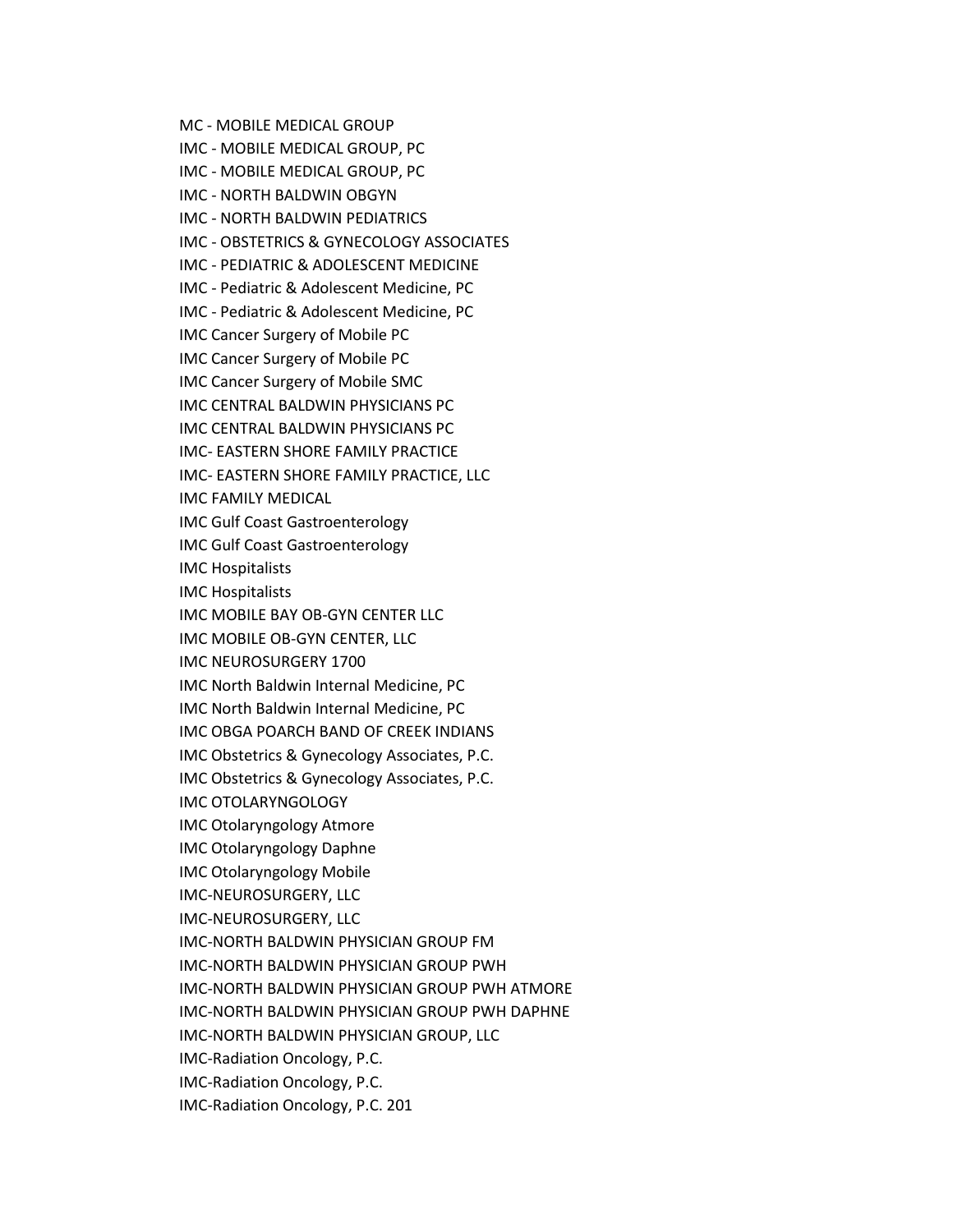MC - MOBILE MEDICAL GROUP
IMC - MOBILE MEDICAL GROUP, PC
IMC - MOBILE MEDICAL GROUP, PC
IMC - NORTH BALDWIN OBGYN
IMC - NORTH BALDWIN PEDIATRICS
IMC - OBSTETRICS & GYNECOLOGY ASSOCIATES
IMC - PEDIATRIC & ADOLESCENT MEDICINE
IMC - Pediatric & Adolescent Medicine, PC
IMC - Pediatric & Adolescent Medicine, PC
IMC Cancer Surgery of Mobile PC
IMC Cancer Surgery of Mobile PC
IMC Cancer Surgery of Mobile SMC
IMC CENTRAL BALDWIN PHYSICIANS PC
IMC CENTRAL BALDWIN PHYSICIANS PC
IMC- EASTERN SHORE FAMILY PRACTICE
IMC- EASTERN SHORE FAMILY PRACTICE, LLC
IMC FAMILY MEDICAL
IMC Gulf Coast Gastroenterology
IMC Gulf Coast Gastroenterology
IMC Hospitalists
IMC Hospitalists
IMC MOBILE BAY OB-GYN CENTER LLC
IMC MOBILE OB-GYN CENTER, LLC
IMC NEUROSURGERY 1700
IMC North Baldwin Internal Medicine, PC
IMC North Baldwin Internal Medicine, PC
IMC OBGA POARCH BAND OF CREEK INDIANS
IMC Obstetrics & Gynecology Associates, P.C.
IMC Obstetrics & Gynecology Associates, P.C.
IMC OTOLARYNGOLOGY
IMC Otolaryngology Atmore
IMC Otolaryngology Daphne
IMC Otolaryngology Mobile
IMC-NEUROSURGERY, LLC
IMC-NEUROSURGERY, LLC
IMC-NORTH BALDWIN PHYSICIAN GROUP FM
IMC-NORTH BALDWIN PHYSICIAN GROUP PWH
IMC-NORTH BALDWIN PHYSICIAN GROUP PWH ATMORE
IMC-NORTH BALDWIN PHYSICIAN GROUP PWH DAPHNE
IMC-NORTH BALDWIN PHYSICIAN GROUP, LLC
IMC-Radiation Oncology, P.C.
IMC-Radiation Oncology, P.C.
IMC-Radiation Oncology, P.C. 201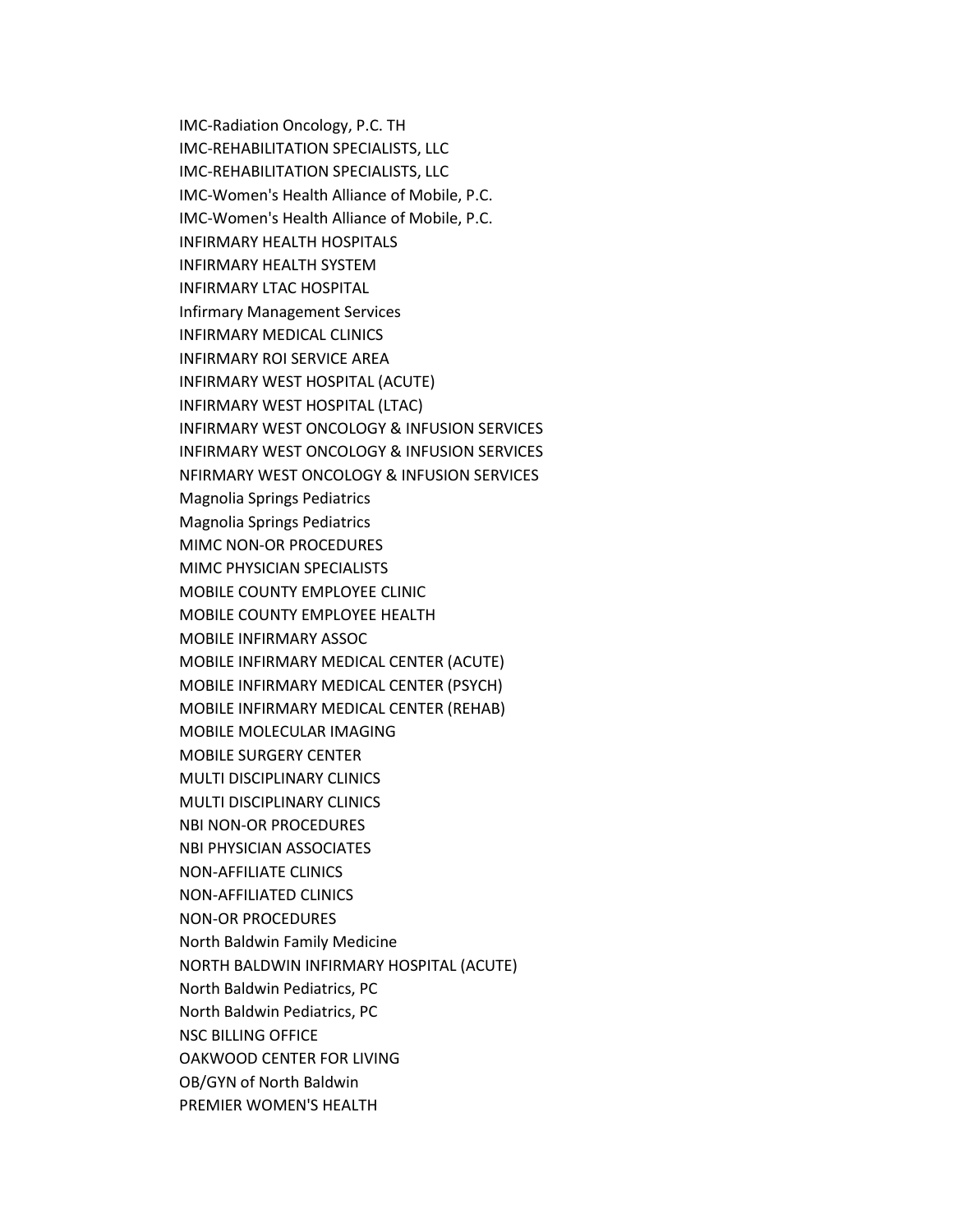IMC-Radiation Oncology, P.C. TH
IMC-REHABILITATION SPECIALISTS, LLC
IMC-REHABILITATION SPECIALISTS, LLC
IMC-Women's Health Alliance of Mobile, P.C.
IMC-Women's Health Alliance of Mobile, P.C.
INFIRMARY HEALTH HOSPITALS
INFIRMARY HEALTH SYSTEM
INFIRMARY LTAC HOSPITAL
Infirmary Management Services
INFIRMARY MEDICAL CLINICS
INFIRMARY ROI SERVICE AREA
INFIRMARY WEST HOSPITAL (ACUTE)
INFIRMARY WEST HOSPITAL (LTAC)
INFIRMARY WEST ONCOLOGY & INFUSION SERVICES
INFIRMARY WEST ONCOLOGY & INFUSION SERVICES
NFIRMARY WEST ONCOLOGY & INFUSION SERVICES
Magnolia Springs Pediatrics
Magnolia Springs Pediatrics
MIMC NON-OR PROCEDURES
MIMC PHYSICIAN SPECIALISTS
MOBILE COUNTY EMPLOYEE CLINIC
MOBILE COUNTY EMPLOYEE HEALTH
MOBILE INFIRMARY ASSOC
MOBILE INFIRMARY MEDICAL CENTER (ACUTE)
MOBILE INFIRMARY MEDICAL CENTER (PSYCH)
MOBILE INFIRMARY MEDICAL CENTER (REHAB)
MOBILE MOLECULAR IMAGING
MOBILE SURGERY CENTER
MULTI DISCIPLINARY CLINICS
MULTI DISCIPLINARY CLINICS
NBI NON-OR PROCEDURES
NBI PHYSICIAN ASSOCIATES
NON-AFFILIATE CLINICS
NON-AFFILIATED CLINICS
NON-OR PROCEDURES
North Baldwin Family Medicine
NORTH BALDWIN INFIRMARY HOSPITAL (ACUTE)
North Baldwin Pediatrics, PC
North Baldwin Pediatrics, PC
NSC BILLING OFFICE
OAKWOOD CENTER FOR LIVING
OB/GYN of North Baldwin
PREMIER WOMEN'S HEALTH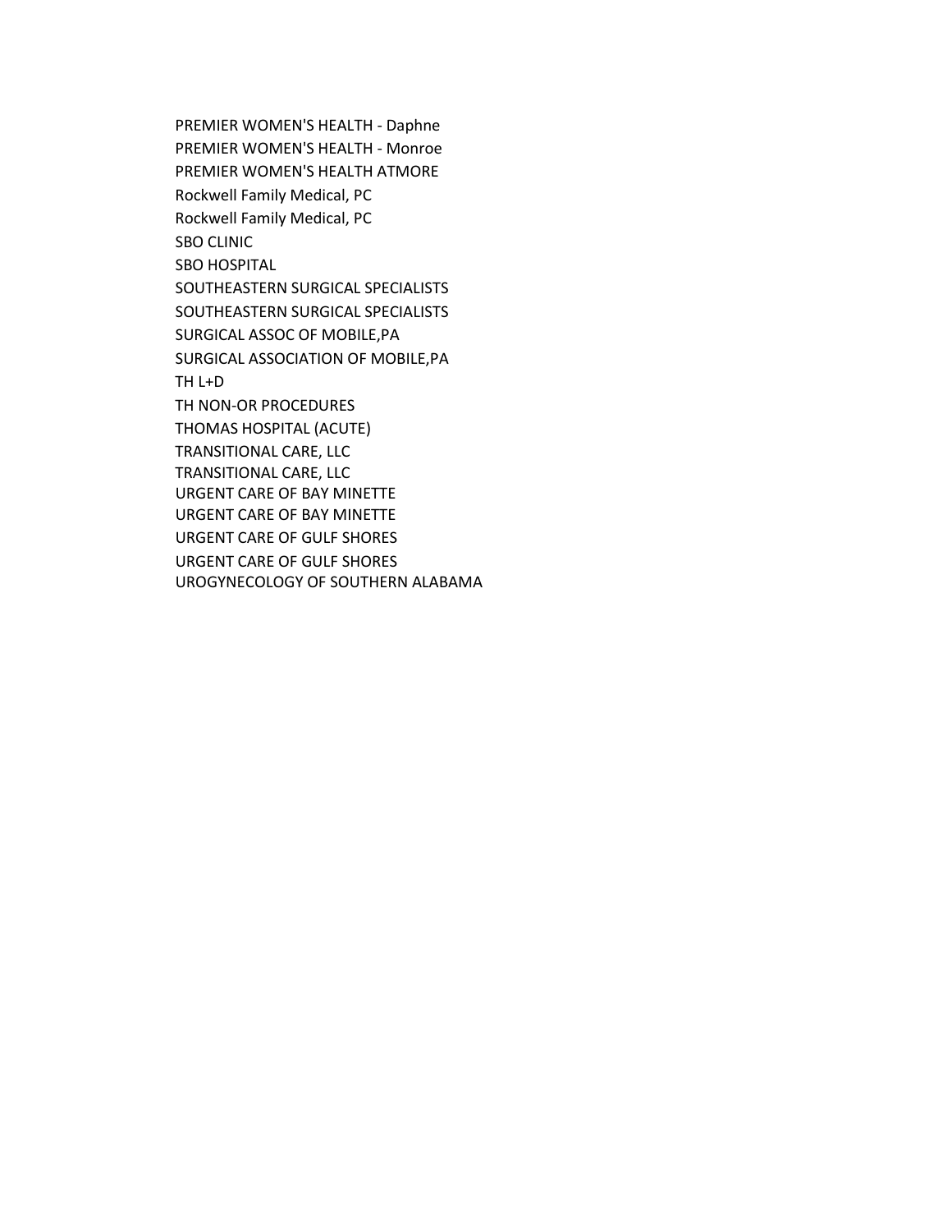PREMIER WOMEN'S HEALTH - Daphne
PREMIER WOMEN'S HEALTH - Monroe
PREMIER WOMEN'S HEALTH ATMORE
Rockwell Family Medical, PC
Rockwell Family Medical, PC
SBO CLINIC
SBO HOSPITAL
SOUTHEASTERN SURGICAL SPECIALISTS
SOUTHEASTERN SURGICAL SPECIALISTS
SURGICAL ASSOC OF MOBILE,PA
SURGICAL ASSOCIATION OF MOBILE,PA
TH L+D
TH NON-OR PROCEDURES
THOMAS HOSPITAL (ACUTE)
TRANSITIONAL CARE, LLC
TRANSITIONAL CARE, LLC
URGENT CARE OF BAY MINETTE
URGENT CARE OF BAY MINETTE
URGENT CARE OF GULF SHORES
URGENT CARE OF GULF SHORES
UROGYNECOLOGY OF SOUTHERN ALABAMA